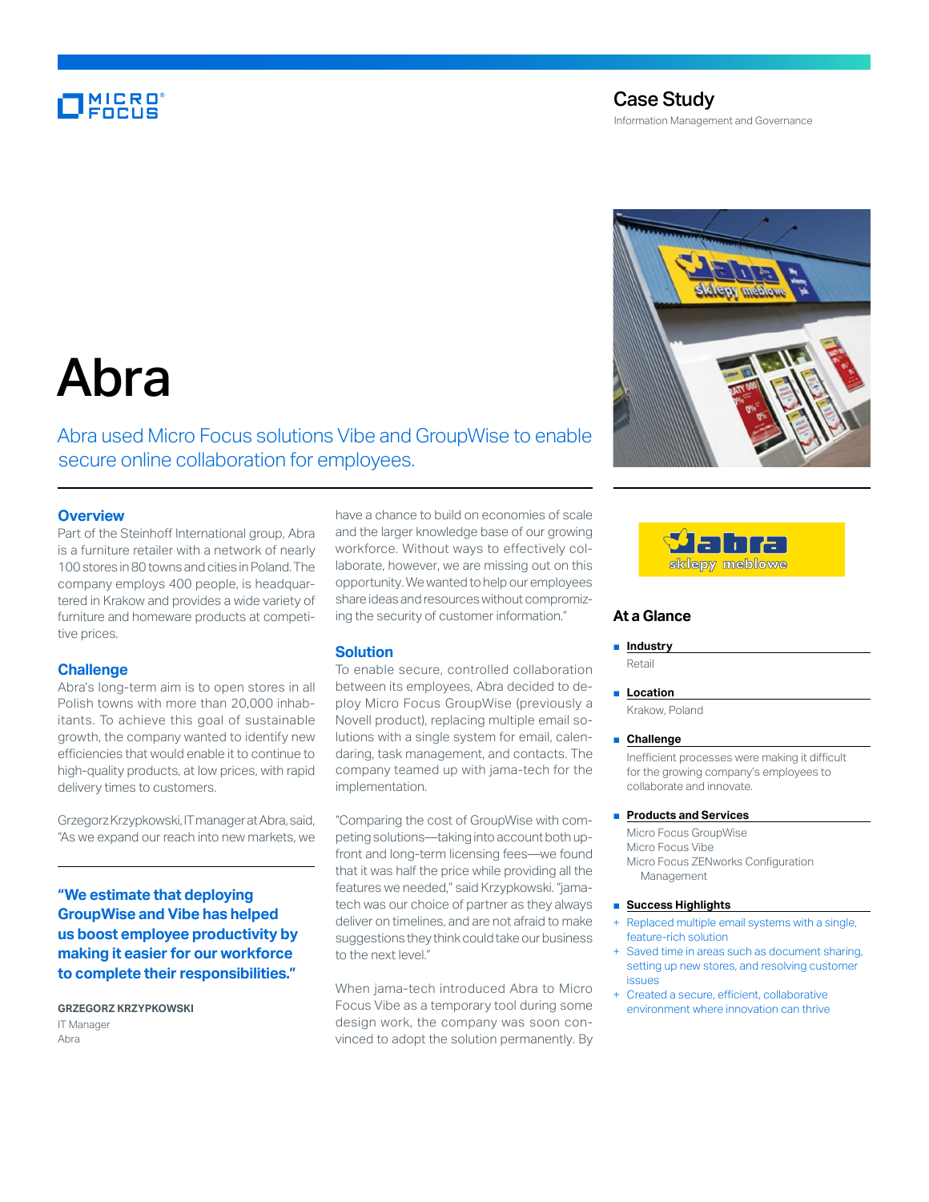# Case Study

Information Management and Governance

# Abra

Abra used Micro Focus solutions Vibe and GroupWise to enable secure online collaboration for employees.

## Overview

Part of the Steinhoff International group, Abra is a furniture retailer with a network of nearly 100 stores in 80 towns and cities in Poland. The company employs 400 people, is headquartered in Krakow and provides a wide variety of furniture and homeware products at competitive prices.

## Challenge

Abra's long-term aim is to open stores in all Polish towns with more than 20,000 inhabitants. To achieve this goal of sustainable growth, the company wanted to identify new efficiencies that would enable it to continue to high-quality products, at low prices, with rapid delivery times to customers.

Grzegorz Krzypkowski, IT manager at Abra, said, "As we expand our reach into new markets, we have a chance to build on economies of scale and the larger knowledge base of our growing workforce. Without ways to effectively collaborate, however, we are missing out on this opportunity. We wanted to help our employees share ideas and resources without compromising the security of customer information."

> **"We estimate that deploying GroupWise and Vibe has helped us boost employee productivity by making it easier for our workforce to complete their responsibilities."**
>
> **GRZEGORZ KRZYPKOWSKI**
> IT Manager
> Abra

## Solution

To enable secure, controlled collaboration between its employees, Abra decided to deploy Micro Focus GroupWise (previously a Novell product), replacing multiple email solutions with a single system for email, calendaring, task management, and contacts. The company teamed up with jama-tech for the implementation.

"Comparing the cost of GroupWise with competing solutions—taking into account both upfront and long-term licensing fees—we found that it was half the price while providing all the features we needed," said Krzypkowski. "jama-tech was our choice of partner as they always deliver on timelines, and are not afraid to make suggestions they think could take our business to the next level."

When jama-tech introduced Abra to Micro Focus Vibe as a temporary tool during some design work, the company was soon convinced to adopt the solution permanently. By

## At a Glance

- **Industry**
  Retail
- **Location**
  Krakow, Poland
- **Challenge**
  Inefficient processes were making it difficult for the growing company's employees to collaborate and innovate.
- **Products and Services**
  Micro Focus GroupWise
  Micro Focus Vibe
  Micro Focus ZENworks Configuration Management
- **Success Highlights**
  - Replaced multiple email systems with a single, feature-rich solution
  - Saved time in areas such as document sharing, setting up new stores, and resolving customer issues
  - Created a secure, efficient, collaborative environment where innovation can thrive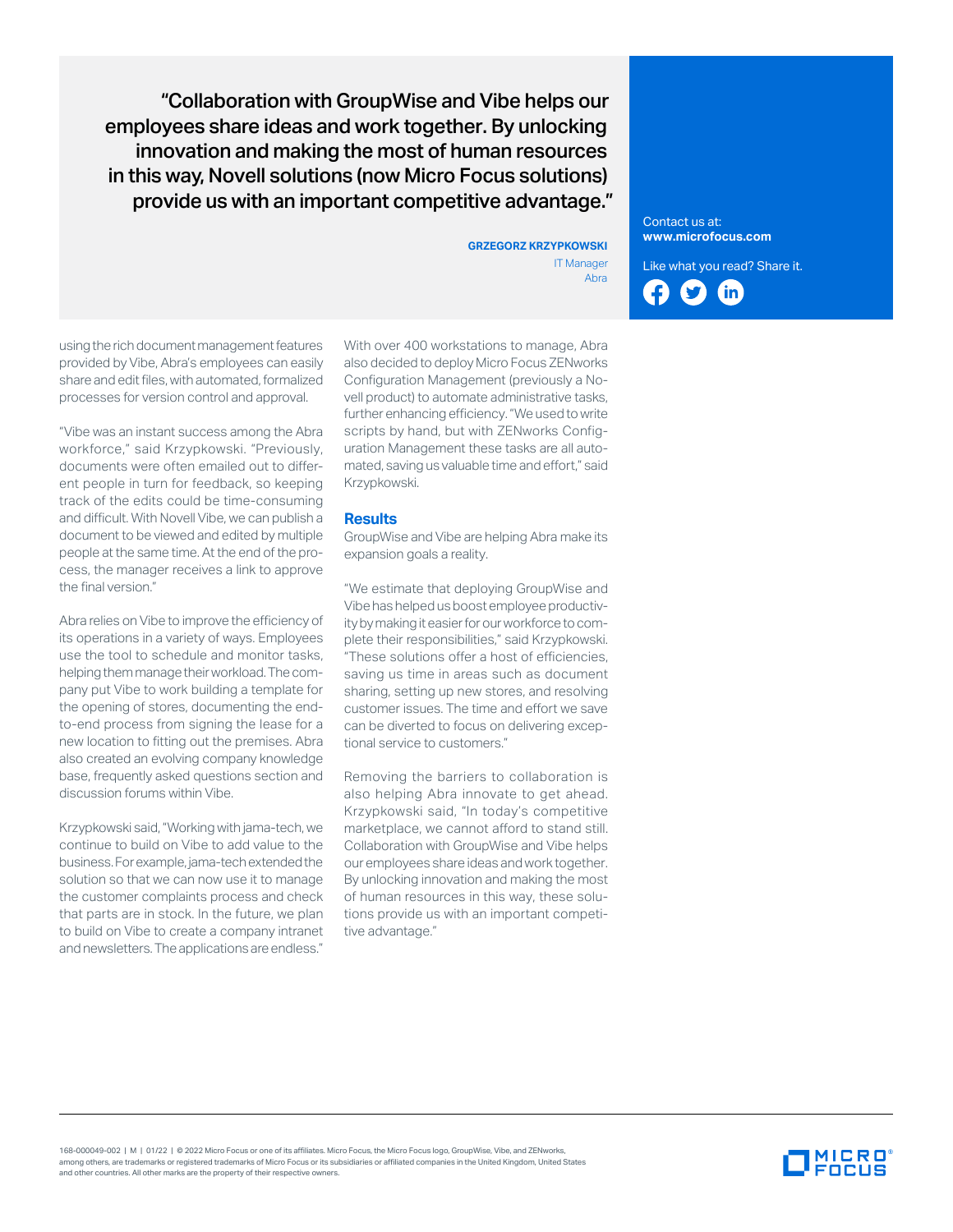> "Collaboration with GroupWise and Vibe helps our employees share ideas and work together. By unlocking innovation and making the most of human resources in this way, Novell solutions (now Micro Focus solutions) provide us with an important competitive advantage."
>
> **GRZEGORZ KRZYPKOWSKI**
> IT Manager
> Abra

Contact us at:
**www.microfocus.com**

Like what you read? Share it.

using the rich document management features provided by Vibe, Abra's employees can easily share and edit files, with automated, formalized processes for version control and approval.

"Vibe was an instant success among the Abra workforce," said Krzypkowski. "Previously, documents were often emailed out to different people in turn for feedback, so keeping track of the edits could be time-consuming and difficult. With Novell Vibe, we can publish a document to be viewed and edited by multiple people at the same time. At the end of the process, the manager receives a link to approve the final version."

Abra relies on Vibe to improve the efficiency of its operations in a variety of ways. Employees use the tool to schedule and monitor tasks, helping them manage their workload. The company put Vibe to work building a template for the opening of stores, documenting the end-to-end process from signing the lease for a new location to fitting out the premises. Abra also created an evolving company knowledge base, frequently asked questions section and discussion forums within Vibe.

Krzypkowski said, "Working with jama-tech, we continue to build on Vibe to add value to the business. For example, jama-tech extended the solution so that we can now use it to manage the customer complaints process and check that parts are in stock. In the future, we plan to build on Vibe to create a company intranet and newsletters. The applications are endless."

With over 400 workstations to manage, Abra also decided to deploy Micro Focus ZENworks Configuration Management (previously a Novell product) to automate administrative tasks, further enhancing efficiency. "We used to write scripts by hand, but with ZENworks Configuration Management these tasks are all automated, saving us valuable time and effort," said Krzypkowski.

## Results

GroupWise and Vibe are helping Abra make its expansion goals a reality.

"We estimate that deploying GroupWise and Vibe has helped us boost employee productivity by making it easier for our workforce to complete their responsibilities," said Krzypkowski. "These solutions offer a host of efficiencies, saving us time in areas such as document sharing, setting up new stores, and resolving customer issues. The time and effort we save can be diverted to focus on delivering exceptional service to customers."

Removing the barriers to collaboration is also helping Abra innovate to get ahead. Krzypkowski said, "In today's competitive marketplace, we cannot afford to stand still. Collaboration with GroupWise and Vibe helps our employees share ideas and work together. By unlocking innovation and making the most of human resources in this way, these solutions provide us with an important competitive advantage."

168-000049-002 | M | 01/22 | © 2022 Micro Focus or one of its affiliates. Micro Focus, the Micro Focus logo, GroupWise, Vibe, and ZENworks, among others, are trademarks or registered trademarks of Micro Focus or its subsidiaries or affiliated companies in the United Kingdom, United States and other countries. All other marks are the property of their respective owners.